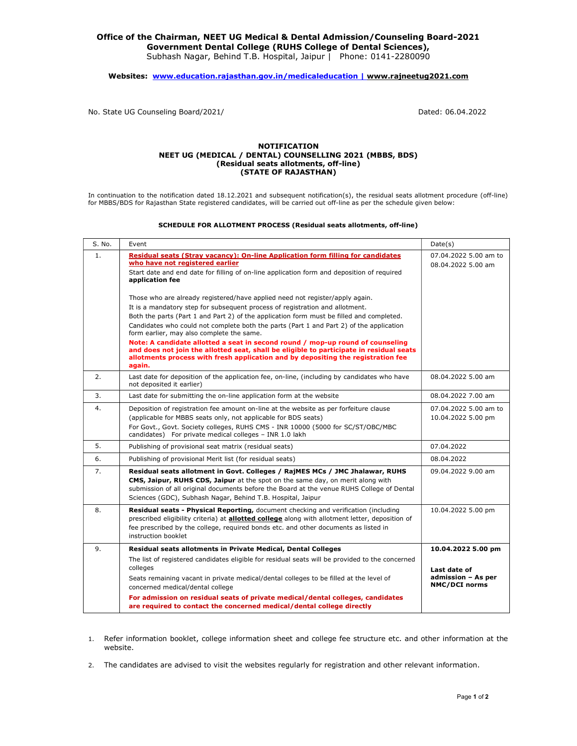**Office of the Chairman, NEET UG Medical & Dental Admission/Counseling Board-2021**
**Government Dental College (RUHS College of Dental Sciences),**
Subhash Nagar, Behind T.B. Hospital, Jaipur | Phone: 0141-2280090

**Websites: www.education.rajasthan.gov.in/medicaleducation | www.rajneetug2021.com**

No. State UG Counseling Board/2021/ Dated: 06.04.2022

**NOTIFICATION**
**NEET UG (MEDICAL / DENTAL) COUNSELLING 2021 (MBBS, BDS)**
**(Residual seats allotments, off-line)**
**(STATE OF RAJASTHAN)**

In continuation to the notification dated 18.12.2021 and subsequent notification(s), the residual seats allotment procedure (off-line) for MBBS/BDS for Rajasthan State registered candidates, will be carried out off-line as per the schedule given below:

**SCHEDULE FOR ALLOTMENT PROCESS (Residual seats allotments, off-line)**

| S. No. | Event | Date(s) |
|---|---|---|
| 1. | **Residual seats (Stray vacancy): On-line Application form filling for candidates who have not registered earlier**<br>Start date and end date for filling of on-line application form and deposition of required **application fee**<br><br>Those who are already registered/have applied need not register/apply again.<br>It is a mandatory step for subsequent process of registration and allotment.<br>Both the parts (Part 1 and Part 2) of the application form must be filled and completed.<br>Candidates who could not complete both the parts (Part 1 and Part 2) of the application form earlier, may also complete the same.<br>**Note: A candidate allotted a seat in second round / mop-up round of counseling and does not join the allotted seat, shall be eligible to participate in residual seats allotments process with fresh application and by depositing the registration fee again.** | 07.04.2022 5.00 am to 08.04.2022 5.00 am |
| 2. | Last date for deposition of the application fee, on-line, (including by candidates who have not deposited it earlier) | 08.04.2022 5.00 am |
| 3. | Last date for submitting the on-line application form at the website | 08.04.2022 7.00 am |
| 4. | Deposition of registration fee amount on-line at the website as per forfeiture clause (applicable for MBBS seats only, not applicable for BDS seats)<br>For Govt., Govt. Society colleges, RUHS CMS - INR 10000 (5000 for SC/ST/OBC/MBC candidates) For private medical colleges – INR 1.0 lakh | 07.04.2022 5.00 am to 10.04.2022 5.00 pm |
| 5. | Publishing of provisional seat matrix (residual seats) | 07.04.2022 |
| 6. | Publishing of provisional Merit list (for residual seats) | 08.04.2022 |
| 7. | **Residual seats allotment in Govt. Colleges / RajMES MCs / JMC Jhalawar, RUHS CMS, Jaipur, RUHS CDS, Jaipur** at the spot on the same day, on merit along with submission of all original documents before the Board at the venue RUHS College of Dental Sciences (GDC), Subhash Nagar, Behind T.B. Hospital, Jaipur | 09.04.2022 9.00 am |
| 8. | **Residual seats - Physical Reporting,** document checking and verification (including prescribed eligibility criteria) at **allotted college** along with allotment letter, deposition of fee prescribed by the college, required bonds etc. and other documents as listed in instruction booklet | 10.04.2022 5.00 pm |
| 9. | **Residual seats allotments in Private Medical, Dental Colleges**<br>The list of registered candidates eligible for residual seats will be provided to the concerned colleges<br>Seats remaining vacant in private medical/dental colleges to be filled at the level of concerned medical/dental college<br>**For admission on residual seats of private medical/dental colleges, candidates are required to contact the concerned medical/dental college directly** | **10.04.2022 5.00 pm**<br><br>**Last date of admission – As per NMC/DCI norms** |

1. Refer information booklet, college information sheet and college fee structure etc. and other information at the website.
2. The candidates are advised to visit the websites regularly for registration and other relevant information.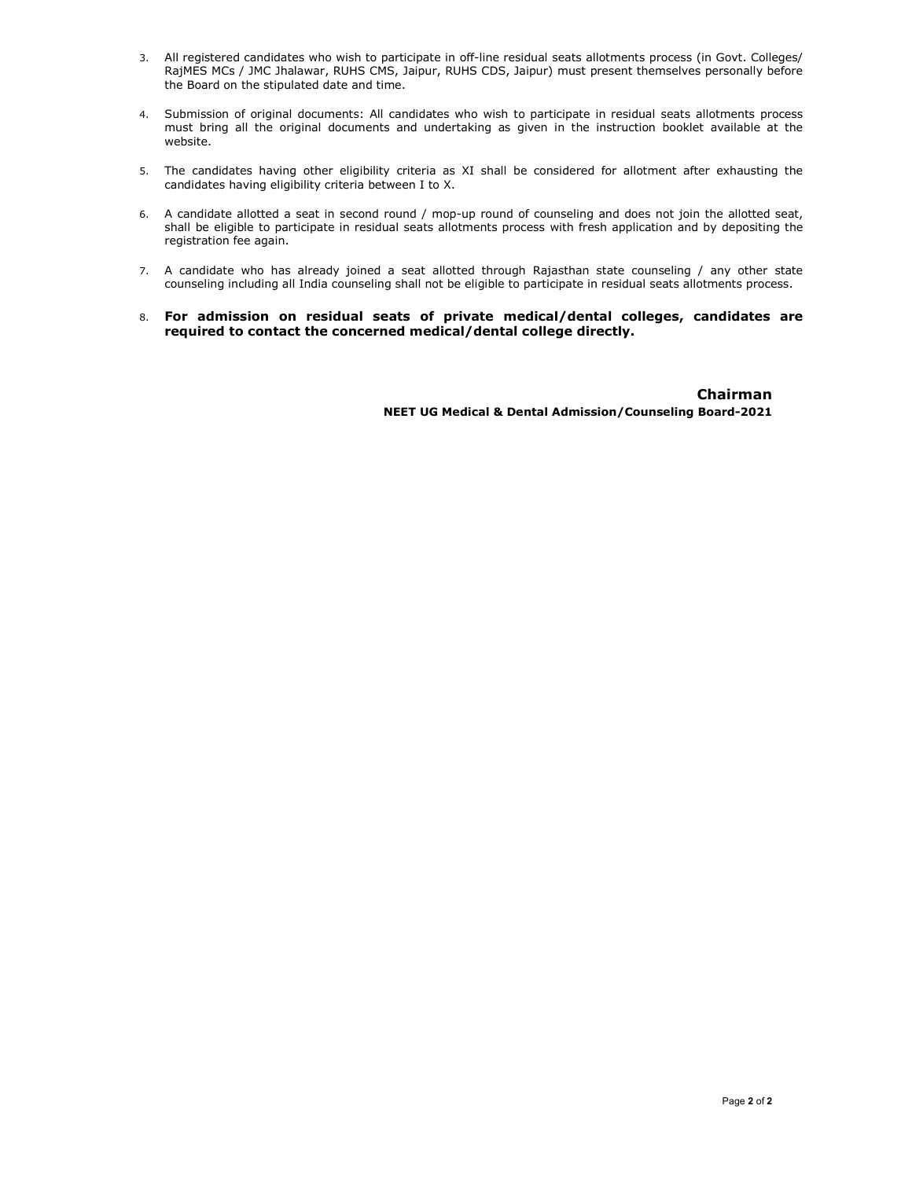3. All registered candidates who wish to participate in off-line residual seats allotments process (in Govt. Colleges/ RajMES MCs / JMC Jhalawar, RUHS CMS, Jaipur, RUHS CDS, Jaipur) must present themselves personally before the Board on the stipulated date and time.

4. Submission of original documents: All candidates who wish to participate in residual seats allotments process must bring all the original documents and undertaking as given in the instruction booklet available at the website.

5. The candidates having other eligibility criteria as XI shall be considered for allotment after exhausting the candidates having eligibility criteria between I to X.

6. A candidate allotted a seat in second round / mop-up round of counseling and does not join the allotted seat, shall be eligible to participate in residual seats allotments process with fresh application and by depositing the registration fee again.

7. A candidate who has already joined a seat allotted through Rajasthan state counseling / any other state counseling including all India counseling shall not be eligible to participate in residual seats allotments process.

8. **For admission on residual seats of private medical/dental colleges, candidates are required to contact the concerned medical/dental college directly.**

**Chairman**
**NEET UG Medical & Dental Admission/Counseling Board-2021**